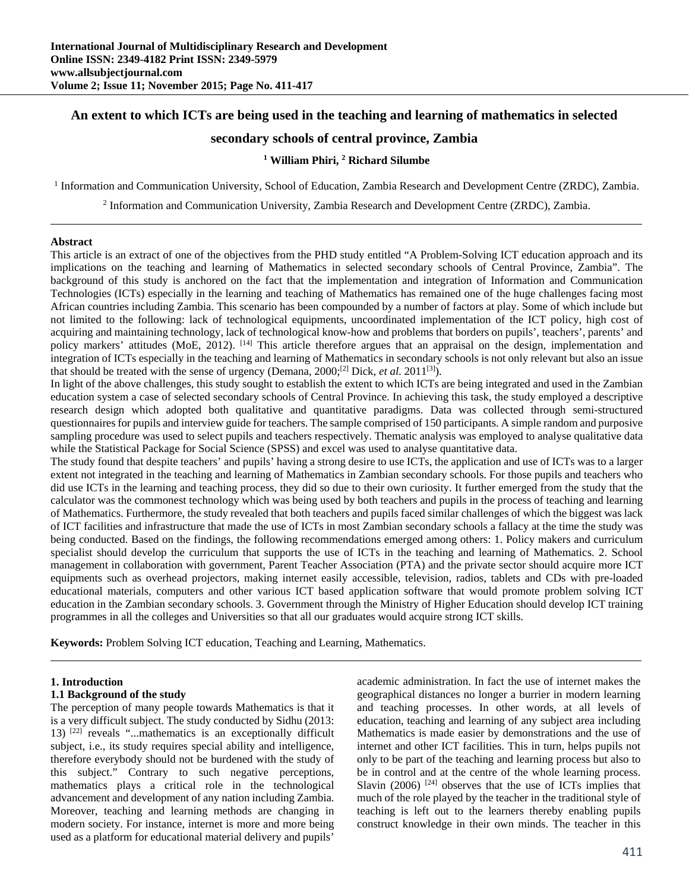# An extent to which ICTs are being used in the teaching and learning of mathematics in selected secondary schools of central province, Zambia

**[1] William Phiri, [2] Richard Silumbe**

[1] Information and Communication University, School of Education, Zambia Research and Development Centre (ZRDC), Zambia.

[2] Information and Communication University, Zambia Research and Development Centre (ZRDC), Zambia.

---

**Abstract**

This article is an extract of one of the objectives from the PHD study entitled "A Problem-Solving ICT education approach and its implications on the teaching and learning of Mathematics in selected secondary schools of Central Province, Zambia". The background of this study is anchored on the fact that the implementation and integration of Information and Communication Technologies (ICTs) especially in the learning and teaching of Mathematics has remained one of the huge challenges facing most African countries including Zambia. This scenario has been compounded by a number of factors at play. Some of which include but not limited to the following: lack of technological equipments, uncoordinated implementation of the ICT policy, high cost of acquiring and maintaining technology, lack of technological know-how and problems that borders on pupils', teachers', parents' and policy markers' attitudes (MoE, 2012). [14] This article therefore argues that an appraisal on the design, implementation and integration of ICTs especially in the teaching and learning of Mathematics in secondary schools is not only relevant but also an issue that should be treated with the sense of urgency (Demana, 2000;[2] Dick, *et al.* 2011[3]).

In light of the above challenges, this study sought to establish the extent to which ICTs are being integrated and used in the Zambian education system a case of selected secondary schools of Central Province. In achieving this task, the study employed a descriptive research design which adopted both qualitative and quantitative paradigms. Data was collected through semi-structured questionnaires for pupils and interview guide for teachers. The sample comprised of 150 participants. A simple random and purposive sampling procedure was used to select pupils and teachers respectively. Thematic analysis was employed to analyse qualitative data while the Statistical Package for Social Science (SPSS) and excel was used to analyse quantitative data.

The study found that despite teachers' and pupils' having a strong desire to use ICTs, the application and use of ICTs was to a larger extent not integrated in the teaching and learning of Mathematics in Zambian secondary schools. For those pupils and teachers who did use ICTs in the learning and teaching process, they did so due to their own curiosity. It further emerged from the study that the calculator was the commonest technology which was being used by both teachers and pupils in the process of teaching and learning of Mathematics. Furthermore, the study revealed that both teachers and pupils faced similar challenges of which the biggest was lack of ICT facilities and infrastructure that made the use of ICTs in most Zambian secondary schools a fallacy at the time the study was being conducted. Based on the findings, the following recommendations emerged among others: 1. Policy makers and curriculum specialist should develop the curriculum that supports the use of ICTs in the teaching and learning of Mathematics. 2. School management in collaboration with government, Parent Teacher Association (PTA) and the private sector should acquire more ICT equipments such as overhead projectors, making internet easily accessible, television, radios, tablets and CDs with pre-loaded educational materials, computers and other various ICT based application software that would promote problem solving ICT education in the Zambian secondary schools. 3. Government through the Ministry of Higher Education should develop ICT training programmes in all the colleges and Universities so that all our graduates would acquire strong ICT skills.

**Keywords:** Problem Solving ICT education, Teaching and Learning, Mathematics.

---

## 1. Introduction

### 1.1 Background of the study

The perception of many people towards Mathematics is that it is a very difficult subject. The study conducted by Sidhu (2013: 13) [22] reveals "...mathematics is an exceptionally difficult subject, i.e., its study requires special ability and intelligence, therefore everybody should not be burdened with the study of this subject." Contrary to such negative perceptions, mathematics plays a critical role in the technological advancement and development of any nation including Zambia. Moreover, teaching and learning methods are changing in modern society. For instance, internet is more and more being used as a platform for educational material delivery and pupils' academic administration. In fact the use of internet makes the geographical distances no longer a burrier in modern learning and teaching processes. In other words, at all levels of education, teaching and learning of any subject area including Mathematics is made easier by demonstrations and the use of internet and other ICT facilities. This in turn, helps pupils not only to be part of the teaching and learning process but also to be in control and at the centre of the whole learning process. Slavin (2006) [24] observes that the use of ICTs implies that much of the role played by the teacher in the traditional style of teaching is left out to the learners thereby enabling pupils construct knowledge in their own minds. The teacher in this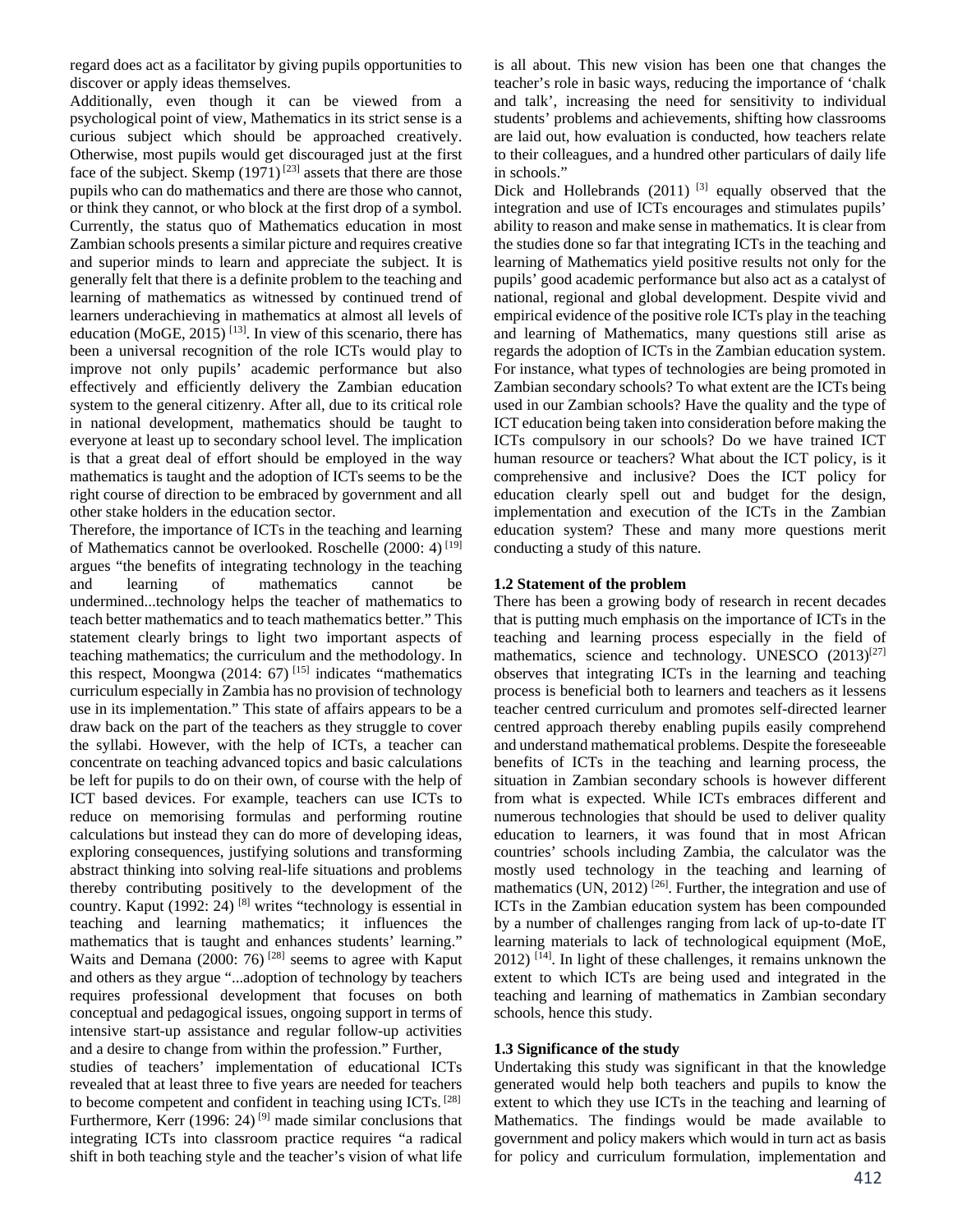regard does act as a facilitator by giving pupils opportunities to discover or apply ideas themselves.

Additionally, even though it can be viewed from a psychological point of view, Mathematics in its strict sense is a curious subject which should be approached creatively. Otherwise, most pupils would get discouraged just at the first face of the subject. Skemp (1971) [23] assets that there are those pupils who can do mathematics and there are those who cannot, or think they cannot, or who block at the first drop of a symbol. Currently, the status quo of Mathematics education in most Zambian schools presents a similar picture and requires creative and superior minds to learn and appreciate the subject. It is generally felt that there is a definite problem to the teaching and learning of mathematics as witnessed by continued trend of learners underachieving in mathematics at almost all levels of education (MoGE, 2015) [13]. In view of this scenario, there has been a universal recognition of the role ICTs would play to improve not only pupils' academic performance but also effectively and efficiently delivery the Zambian education system to the general citizenry. After all, due to its critical role in national development, mathematics should be taught to everyone at least up to secondary school level. The implication is that a great deal of effort should be employed in the way mathematics is taught and the adoption of ICTs seems to be the right course of direction to be embraced by government and all other stake holders in the education sector.

Therefore, the importance of ICTs in the teaching and learning of Mathematics cannot be overlooked. Roschelle (2000: 4) [19] argues "the benefits of integrating technology in the teaching and learning of mathematics cannot be undermined...technology helps the teacher of mathematics to teach better mathematics and to teach mathematics better." This statement clearly brings to light two important aspects of teaching mathematics; the curriculum and the methodology. In this respect, Moongwa (2014: 67) [15] indicates "mathematics curriculum especially in Zambia has no provision of technology use in its implementation." This state of affairs appears to be a draw back on the part of the teachers as they struggle to cover the syllabi. However, with the help of ICTs, a teacher can concentrate on teaching advanced topics and basic calculations be left for pupils to do on their own, of course with the help of ICT based devices. For example, teachers can use ICTs to reduce on memorising formulas and performing routine calculations but instead they can do more of developing ideas, exploring consequences, justifying solutions and transforming abstract thinking into solving real-life situations and problems thereby contributing positively to the development of the country. Kaput (1992: 24) [8] writes "technology is essential in teaching and learning mathematics; it influences the mathematics that is taught and enhances students' learning." Waits and Demana (2000: 76) [28] seems to agree with Kaput and others as they argue "...adoption of technology by teachers requires professional development that focuses on both conceptual and pedagogical issues, ongoing support in terms of intensive start-up assistance and regular follow-up activities and a desire to change from within the profession." Further, studies of teachers' implementation of educational ICTs revealed that at least three to five years are needed for teachers to become competent and confident in teaching using ICTs. [28] Furthermore, Kerr (1996: 24) [9] made similar conclusions that integrating ICTs into classroom practice requires "a radical shift in both teaching style and the teacher's vision of what life is all about. This new vision has been one that changes the teacher's role in basic ways, reducing the importance of 'chalk and talk', increasing the need for sensitivity to individual students' problems and achievements, shifting how classrooms are laid out, how evaluation is conducted, how teachers relate to their colleagues, and a hundred other particulars of daily life in schools."

Dick and Hollebrands (2011) [3] equally observed that the integration and use of ICTs encourages and stimulates pupils' ability to reason and make sense in mathematics. It is clear from the studies done so far that integrating ICTs in the teaching and learning of Mathematics yield positive results not only for the pupils' good academic performance but also act as a catalyst of national, regional and global development. Despite vivid and empirical evidence of the positive role ICTs play in the teaching and learning of Mathematics, many questions still arise as regards the adoption of ICTs in the Zambian education system. For instance, what types of technologies are being promoted in Zambian secondary schools? To what extent are the ICTs being used in our Zambian schools? Have the quality and the type of ICT education being taken into consideration before making the ICTs compulsory in our schools? Do we have trained ICT human resource or teachers? What about the ICT policy, is it comprehensive and inclusive? Does the ICT policy for education clearly spell out and budget for the design, implementation and execution of the ICTs in the Zambian education system? These and many more questions merit conducting a study of this nature.

### 1.2 Statement of the problem

There has been a growing body of research in recent decades that is putting much emphasis on the importance of ICTs in the teaching and learning process especially in the field of mathematics, science and technology. UNESCO (2013)[27] observes that integrating ICTs in the learning and teaching process is beneficial both to learners and teachers as it lessens teacher centred curriculum and promotes self-directed learner centred approach thereby enabling pupils easily comprehend and understand mathematical problems. Despite the foreseeable benefits of ICTs in the teaching and learning process, the situation in Zambian secondary schools is however different from what is expected. While ICTs embraces different and numerous technologies that should be used to deliver quality education to learners, it was found that in most African countries' schools including Zambia, the calculator was the mostly used technology in the teaching and learning of mathematics (UN, 2012) [26]. Further, the integration and use of ICTs in the Zambian education system has been compounded by a number of challenges ranging from lack of up-to-date IT learning materials to lack of technological equipment (MoE, 2012) [14]. In light of these challenges, it remains unknown the extent to which ICTs are being used and integrated in the teaching and learning of mathematics in Zambian secondary schools, hence this study.

### 1.3 Significance of the study

Undertaking this study was significant in that the knowledge generated would help both teachers and pupils to know the extent to which they use ICTs in the teaching and learning of Mathematics. The findings would be made available to government and policy makers which would in turn act as basis for policy and curriculum formulation, implementation and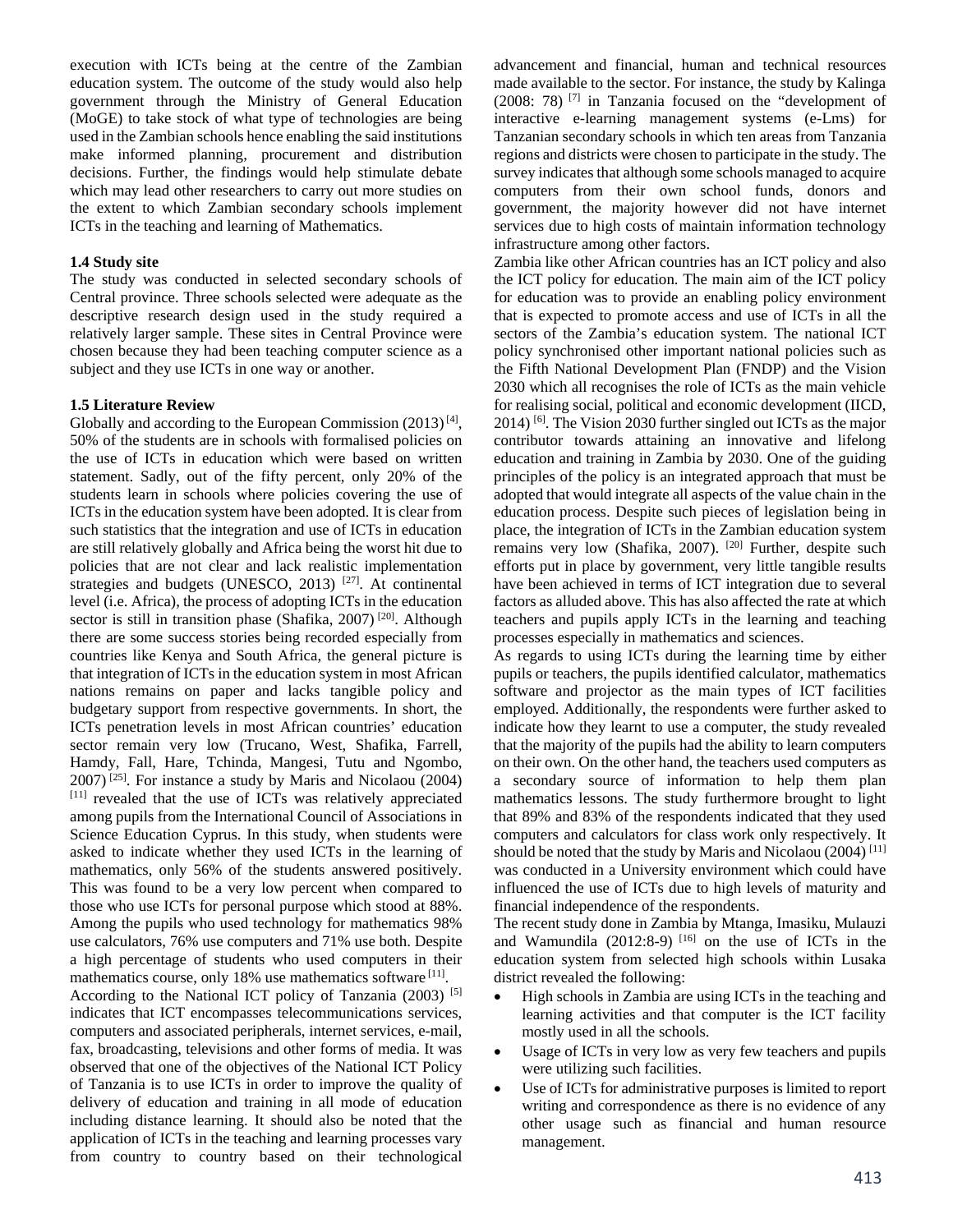execution with ICTs being at the centre of the Zambian education system. The outcome of the study would also help government through the Ministry of General Education (MoGE) to take stock of what type of technologies are being used in the Zambian schools hence enabling the said institutions make informed planning, procurement and distribution decisions. Further, the findings would help stimulate debate which may lead other researchers to carry out more studies on the extent to which Zambian secondary schools implement ICTs in the teaching and learning of Mathematics.

**1.4 Study site**

The study was conducted in selected secondary schools of Central province. Three schools selected were adequate as the descriptive research design used in the study required a relatively larger sample. These sites in Central Province were chosen because they had been teaching computer science as a subject and they use ICTs in one way or another.

**1.5 Literature Review**

Globally and according to the European Commission (2013) [4], 50% of the students are in schools with formalised policies on the use of ICTs in education which were based on written statement. Sadly, out of the fifty percent, only 20% of the students learn in schools where policies covering the use of ICTs in the education system have been adopted. It is clear from such statistics that the integration and use of ICTs in education are still relatively globally and Africa being the worst hit due to policies that are not clear and lack realistic implementation strategies and budgets (UNESCO, 2013) [27]. At continental level (i.e. Africa), the process of adopting ICTs in the education sector is still in transition phase (Shafika, 2007) [20]. Although there are some success stories being recorded especially from countries like Kenya and South Africa, the general picture is that integration of ICTs in the education system in most African nations remains on paper and lacks tangible policy and budgetary support from respective governments. In short, the ICTs penetration levels in most African countries' education sector remain very low (Trucano, West, Shafika, Farrell, Hamdy, Fall, Hare, Tchinda, Mangesi, Tutu and Ngombo, 2007) [25]. For instance a study by Maris and Nicolaou (2004) [11] revealed that the use of ICTs was relatively appreciated among pupils from the International Council of Associations in Science Education Cyprus. In this study, when students were asked to indicate whether they used ICTs in the learning of mathematics, only 56% of the students answered positively. This was found to be a very low percent when compared to those who use ICTs for personal purpose which stood at 88%. Among the pupils who used technology for mathematics 98% use calculators, 76% use computers and 71% use both. Despite a high percentage of students who used computers in their mathematics course, only 18% use mathematics software [11].

According to the National ICT policy of Tanzania (2003) [5] indicates that ICT encompasses telecommunications services, computers and associated peripherals, internet services, e-mail, fax, broadcasting, televisions and other forms of media. It was observed that one of the objectives of the National ICT Policy of Tanzania is to use ICTs in order to improve the quality of delivery of education and training in all mode of education including distance learning. It should also be noted that the application of ICTs in the teaching and learning processes vary from country to country based on their technological advancement and financial, human and technical resources made available to the sector. For instance, the study by Kalinga (2008: 78) [7] in Tanzania focused on the "development of interactive e-learning management systems (e-Lms) for Tanzanian secondary schools in which ten areas from Tanzania regions and districts were chosen to participate in the study. The survey indicates that although some schools managed to acquire computers from their own school funds, donors and government, the majority however did not have internet services due to high costs of maintain information technology infrastructure among other factors.

Zambia like other African countries has an ICT policy and also the ICT policy for education. The main aim of the ICT policy for education was to provide an enabling policy environment that is expected to promote access and use of ICTs in all the sectors of the Zambia's education system. The national ICT policy synchronised other important national policies such as the Fifth National Development Plan (FNDP) and the Vision 2030 which all recognises the role of ICTs as the main vehicle for realising social, political and economic development (IICD, 2014) [6]. The Vision 2030 further singled out ICTs as the major contributor towards attaining an innovative and lifelong education and training in Zambia by 2030. One of the guiding principles of the policy is an integrated approach that must be adopted that would integrate all aspects of the value chain in the education process. Despite such pieces of legislation being in place, the integration of ICTs in the Zambian education system remains very low (Shafika, 2007). [20] Further, despite such efforts put in place by government, very little tangible results have been achieved in terms of ICT integration due to several factors as alluded above. This has also affected the rate at which teachers and pupils apply ICTs in the learning and teaching processes especially in mathematics and sciences.

As regards to using ICTs during the learning time by either pupils or teachers, the pupils identified calculator, mathematics software and projector as the main types of ICT facilities employed. Additionally, the respondents were further asked to indicate how they learnt to use a computer, the study revealed that the majority of the pupils had the ability to learn computers on their own. On the other hand, the teachers used computers as a secondary source of information to help them plan mathematics lessons. The study furthermore brought to light that 89% and 83% of the respondents indicated that they used computers and calculators for class work only respectively. It should be noted that the study by Maris and Nicolaou (2004) [11] was conducted in a University environment which could have influenced the use of ICTs due to high levels of maturity and financial independence of the respondents.

The recent study done in Zambia by Mtanga, Imasiku, Mulauzi and Wamundila (2012:8-9) [16] on the use of ICTs in the education system from selected high schools within Lusaka district revealed the following:

- High schools in Zambia are using ICTs in the teaching and learning activities and that computer is the ICT facility mostly used in all the schools.
- Usage of ICTs in very low as very few teachers and pupils were utilizing such facilities.
- Use of ICTs for administrative purposes is limited to report writing and correspondence as there is no evidence of any other usage such as financial and human resource management.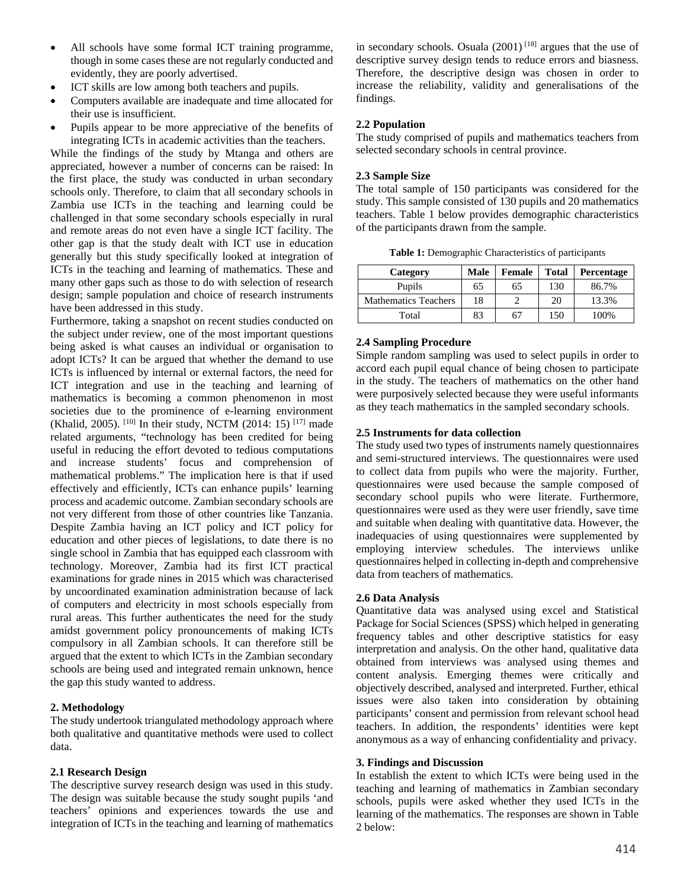- All schools have some formal ICT training programme, though in some cases these are not regularly conducted and evidently, they are poorly advertised.
- ICT skills are low among both teachers and pupils.
- Computers available are inadequate and time allocated for their use is insufficient.
- Pupils appear to be more appreciative of the benefits of integrating ICTs in academic activities than the teachers.

While the findings of the study by Mtanga and others are appreciated, however a number of concerns can be raised: In the first place, the study was conducted in urban secondary schools only. Therefore, to claim that all secondary schools in Zambia use ICTs in the teaching and learning could be challenged in that some secondary schools especially in rural and remote areas do not even have a single ICT facility. The other gap is that the study dealt with ICT use in education generally but this study specifically looked at integration of ICTs in the teaching and learning of mathematics. These and many other gaps such as those to do with selection of research design; sample population and choice of research instruments have been addressed in this study.

Furthermore, taking a snapshot on recent studies conducted on the subject under review, one of the most important questions being asked is what causes an individual or organisation to adopt ICTs? It can be argued that whether the demand to use ICTs is influenced by internal or external factors, the need for ICT integration and use in the teaching and learning of mathematics is becoming a common phenomenon in most societies due to the prominence of e-learning environment (Khalid, 2005). [10] In their study, NCTM (2014: 15) [17] made related arguments, "technology has been credited for being useful in reducing the effort devoted to tedious computations and increase students' focus and comprehension of mathematical problems." The implication here is that if used effectively and efficiently, ICTs can enhance pupils' learning process and academic outcome. Zambian secondary schools are not very different from those of other countries like Tanzania. Despite Zambia having an ICT policy and ICT policy for education and other pieces of legislations, to date there is no single school in Zambia that has equipped each classroom with technology. Moreover, Zambia had its first ICT practical examinations for grade nines in 2015 which was characterised by uncoordinated examination administration because of lack of computers and electricity in most schools especially from rural areas. This further authenticates the need for the study amidst government policy pronouncements of making ICTs compulsory in all Zambian schools. It can therefore still be argued that the extent to which ICTs in the Zambian secondary schools are being used and integrated remain unknown, hence the gap this study wanted to address.

## 2. Methodology

The study undertook triangulated methodology approach where both qualitative and quantitative methods were used to collect data.

### 2.1 Research Design

The descriptive survey research design was used in this study. The design was suitable because the study sought pupils 'and teachers' opinions and experiences towards the use and integration of ICTs in the teaching and learning of mathematics in secondary schools. Osuala (2001) [18] argues that the use of descriptive survey design tends to reduce errors and biasness. Therefore, the descriptive design was chosen in order to increase the reliability, validity and generalisations of the findings.

### 2.2 Population

The study comprised of pupils and mathematics teachers from selected secondary schools in central province.

### 2.3 Sample Size

The total sample of 150 participants was considered for the study. This sample consisted of 130 pupils and 20 mathematics teachers. Table 1 below provides demographic characteristics of the participants drawn from the sample.

**Table 1:** Demographic Characteristics of participants

| Category | Male | Female | Total | Percentage |
|---|---|---|---|---|
| Pupils | 65 | 65 | 130 | 86.7% |
| Mathematics Teachers | 18 | 2 | 20 | 13.3% |
| Total | 83 | 67 | 150 | 100% |

### 2.4 Sampling Procedure

Simple random sampling was used to select pupils in order to accord each pupil equal chance of being chosen to participate in the study. The teachers of mathematics on the other hand were purposively selected because they were useful informants as they teach mathematics in the sampled secondary schools.

### 2.5 Instruments for data collection

The study used two types of instruments namely questionnaires and semi-structured interviews. The questionnaires were used to collect data from pupils who were the majority. Further, questionnaires were used because the sample composed of secondary school pupils who were literate. Furthermore, questionnaires were used as they were user friendly, save time and suitable when dealing with quantitative data. However, the inadequacies of using questionnaires were supplemented by employing interview schedules. The interviews unlike questionnaires helped in collecting in-depth and comprehensive data from teachers of mathematics.

### 2.6 Data Analysis

Quantitative data was analysed using excel and Statistical Package for Social Sciences (SPSS) which helped in generating frequency tables and other descriptive statistics for easy interpretation and analysis. On the other hand, qualitative data obtained from interviews was analysed using themes and content analysis. Emerging themes were critically and objectively described, analysed and interpreted. Further, ethical issues were also taken into consideration by obtaining participants' consent and permission from relevant school head teachers. In addition, the respondents' identities were kept anonymous as a way of enhancing confidentiality and privacy.

## 3. Findings and Discussion

In establish the extent to which ICTs were being used in the teaching and learning of mathematics in Zambian secondary schools, pupils were asked whether they used ICTs in the learning of the mathematics. The responses are shown in Table 2 below: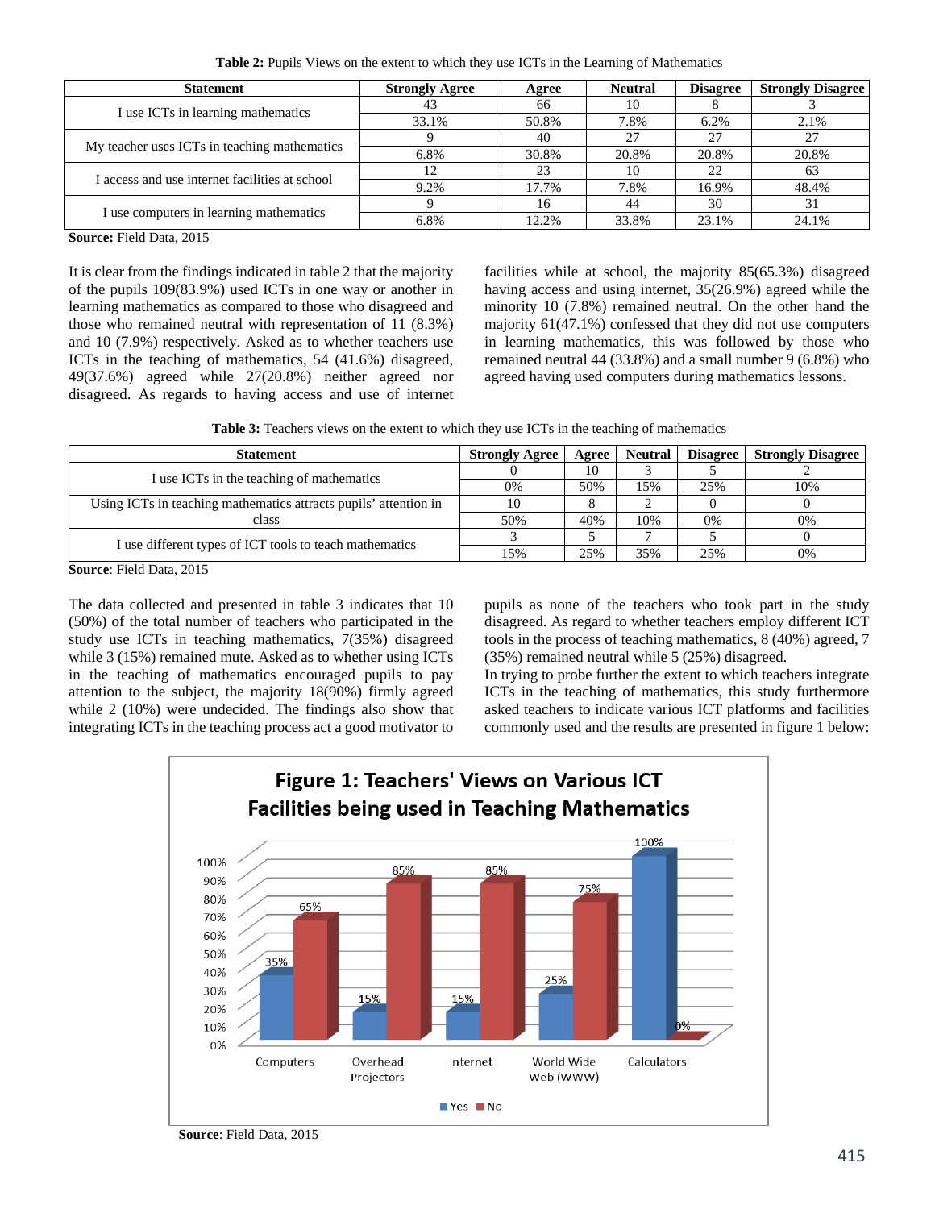**Table 2:** Pupils Views on the extent to which they use ICTs in the Learning of Mathematics

| Statement | Strongly Agree | Agree | Neutral | Disagree | Strongly Disagree |
|---|---|---|---|---|---|
| I use ICTs in learning mathematics | 43 | 66 | 10 | 8 | 3 |
| | 33.1% | 50.8% | 7.8% | 6.2% | 2.1% |
| My teacher uses ICTs in teaching mathematics | 9 | 40 | 27 | 27 | 27 |
| | 6.8% | 30.8% | 20.8% | 20.8% | 20.8% |
| I access and use internet facilities at school | 12 | 23 | 10 | 22 | 63 |
| | 9.2% | 17.7% | 7.8% | 16.9% | 48.4% |
| I use computers in learning mathematics | 9 | 16 | 44 | 30 | 31 |
| | 6.8% | 12.2% | 33.8% | 23.1% | 24.1% |

**Source:** Field Data, 2015

It is clear from the findings indicated in table 2 that the majority of the pupils 109(83.9%) used ICTs in one way or another in learning mathematics as compared to those who disagreed and those who remained neutral with representation of 11 (8.3%) and 10 (7.9%) respectively. Asked as to whether teachers use ICTs in the teaching of mathematics, 54 (41.6%) disagreed, 49(37.6%) agreed while 27(20.8%) neither agreed nor disagreed. As regards to having access and use of internet facilities while at school, the majority 85(65.3%) disagreed having access and using internet, 35(26.9%) agreed while the minority 10 (7.8%) remained neutral. On the other hand the majority 61(47.1%) confessed that they did not use computers in learning mathematics, this was followed by those who remained neutral 44 (33.8%) and a small number 9 (6.8%) who agreed having used computers during mathematics lessons.

**Table 3:** Teachers views on the extent to which they use ICTs in the teaching of mathematics

| Statement | Strongly Agree | Agree | Neutral | Disagree | Strongly Disagree |
|---|---|---|---|---|---|
| I use ICTs in the teaching of mathematics | 0 | 10 | 3 | 5 | 2 |
| | 0% | 50% | 15% | 25% | 10% |
| Using ICTs in teaching mathematics attracts pupils' attention in class | 10 | 8 | 2 | 0 | 0 |
| | 50% | 40% | 10% | 0% | 0% |
| I use different types of ICT tools to teach mathematics | 3 | 5 | 7 | 5 | 0 |
| | 15% | 25% | 35% | 25% | 0% |

**Source**: Field Data, 2015

The data collected and presented in table 3 indicates that 10 (50%) of the total number of teachers who participated in the study use ICTs in teaching mathematics, 7(35%) disagreed while 3 (15%) remained mute. Asked as to whether using ICTs in the teaching of mathematics encouraged pupils to pay attention to the subject, the majority 18(90%) firmly agreed while 2 (10%) were undecided. The findings also show that integrating ICTs in the teaching process act a good motivator to pupils as none of the teachers who took part in the study disagreed. As regard to whether teachers employ different ICT tools in the process of teaching mathematics, 8 (40%) agreed, 7 (35%) remained neutral while 5 (25%) disagreed.

In trying to probe further the extent to which teachers integrate ICTs in the teaching of mathematics, this study furthermore asked teachers to indicate various ICT platforms and facilities commonly used and the results are presented in figure 1 below:

**Figure 1: Teachers' Views on Various ICT Facilities being used in Teaching Mathematics**

**Source**: Field Data, 2015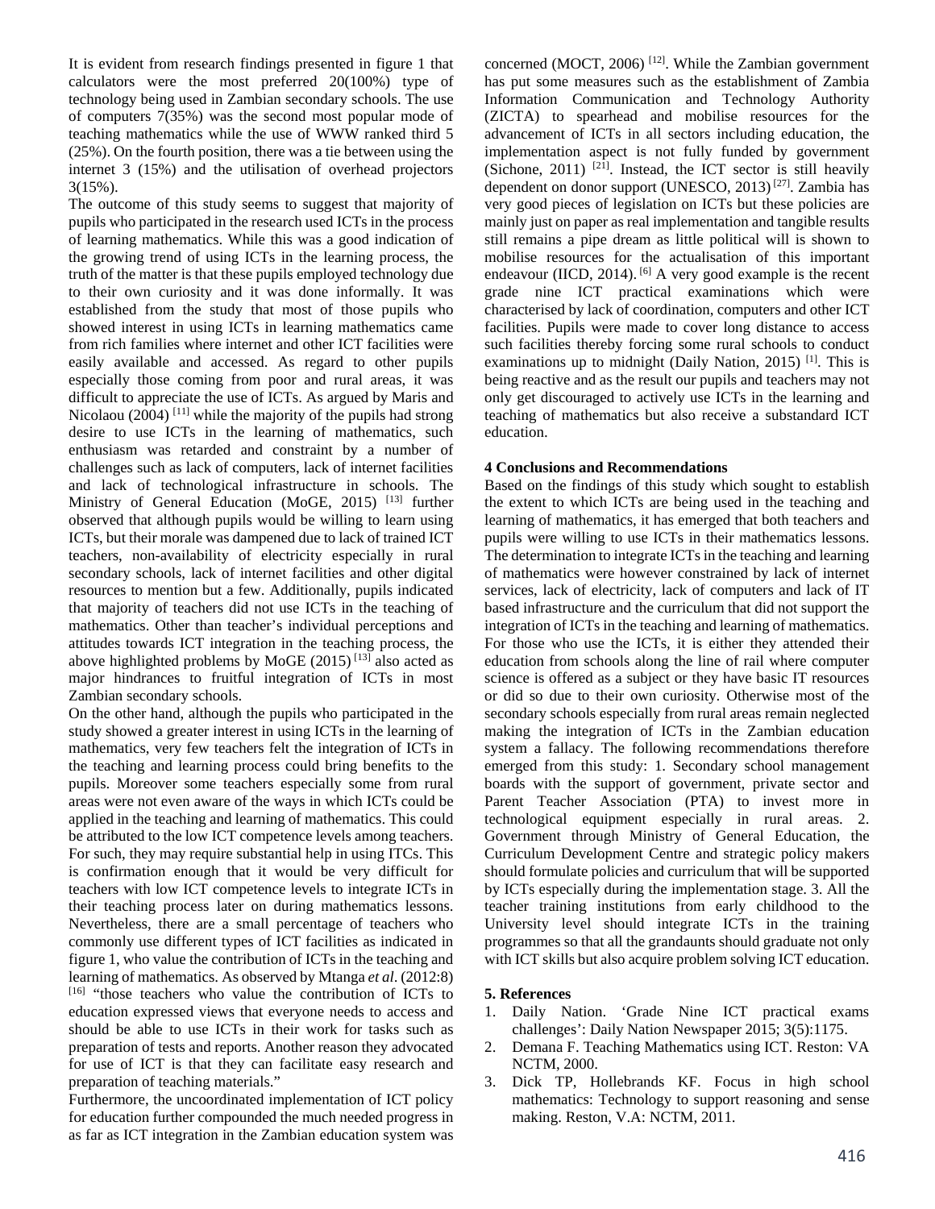It is evident from research findings presented in figure 1 that calculators were the most preferred 20(100%) type of technology being used in Zambian secondary schools. The use of computers 7(35%) was the second most popular mode of teaching mathematics while the use of WWW ranked third 5 (25%). On the fourth position, there was a tie between using the internet 3 (15%) and the utilisation of overhead projectors 3(15%).

The outcome of this study seems to suggest that majority of pupils who participated in the research used ICTs in the process of learning mathematics. While this was a good indication of the growing trend of using ICTs in the learning process, the truth of the matter is that these pupils employed technology due to their own curiosity and it was done informally. It was established from the study that most of those pupils who showed interest in using ICTs in learning mathematics came from rich families where internet and other ICT facilities were easily available and accessed. As regard to other pupils especially those coming from poor and rural areas, it was difficult to appreciate the use of ICTs. As argued by Maris and Nicolaou (2004) [11] while the majority of the pupils had strong desire to use ICTs in the learning of mathematics, such enthusiasm was retarded and constraint by a number of challenges such as lack of computers, lack of internet facilities and lack of technological infrastructure in schools. The Ministry of General Education (MoGE, 2015) [13] further observed that although pupils would be willing to learn using ICTs, but their morale was dampened due to lack of trained ICT teachers, non-availability of electricity especially in rural secondary schools, lack of internet facilities and other digital resources to mention but a few. Additionally, pupils indicated that majority of teachers did not use ICTs in the teaching of mathematics. Other than teacher's individual perceptions and attitudes towards ICT integration in the teaching process, the above highlighted problems by MoGE (2015) [13] also acted as major hindrances to fruitful integration of ICTs in most Zambian secondary schools.

On the other hand, although the pupils who participated in the study showed a greater interest in using ICTs in the learning of mathematics, very few teachers felt the integration of ICTs in the teaching and learning process could bring benefits to the pupils. Moreover some teachers especially some from rural areas were not even aware of the ways in which ICTs could be applied in the teaching and learning of mathematics. This could be attributed to the low ICT competence levels among teachers. For such, they may require substantial help in using ITCs. This is confirmation enough that it would be very difficult for teachers with low ICT competence levels to integrate ICTs in their teaching process later on during mathematics lessons. Nevertheless, there are a small percentage of teachers who commonly use different types of ICT facilities as indicated in figure 1, who value the contribution of ICTs in the teaching and learning of mathematics. As observed by Mtanga *et al*. (2012:8) [16] "those teachers who value the contribution of ICTs to education expressed views that everyone needs to access and should be able to use ICTs in their work for tasks such as preparation of tests and reports. Another reason they advocated for use of ICT is that they can facilitate easy research and preparation of teaching materials."

Furthermore, the uncoordinated implementation of ICT policy for education further compounded the much needed progress in as far as ICT integration in the Zambian education system was concerned (MOCT, 2006) [12]. While the Zambian government has put some measures such as the establishment of Zambia Information Communication and Technology Authority (ZICTA) to spearhead and mobilise resources for the advancement of ICTs in all sectors including education, the implementation aspect is not fully funded by government (Sichone, 2011) [21]. Instead, the ICT sector is still heavily dependent on donor support (UNESCO, 2013) [27]. Zambia has very good pieces of legislation on ICTs but these policies are mainly just on paper as real implementation and tangible results still remains a pipe dream as little political will is shown to mobilise resources for the actualisation of this important endeavour (IICD, 2014). [6] A very good example is the recent grade nine ICT practical examinations which were characterised by lack of coordination, computers and other ICT facilities. Pupils were made to cover long distance to access such facilities thereby forcing some rural schools to conduct examinations up to midnight (Daily Nation, 2015) [1]. This is being reactive and as the result our pupils and teachers may not only get discouraged to actively use ICTs in the learning and teaching of mathematics but also receive a substandard ICT education.

## 4 Conclusions and Recommendations

Based on the findings of this study which sought to establish the extent to which ICTs are being used in the teaching and learning of mathematics, it has emerged that both teachers and pupils were willing to use ICTs in their mathematics lessons. The determination to integrate ICTs in the teaching and learning of mathematics were however constrained by lack of internet services, lack of electricity, lack of computers and lack of IT based infrastructure and the curriculum that did not support the integration of ICTs in the teaching and learning of mathematics. For those who use the ICTs, it is either they attended their education from schools along the line of rail where computer science is offered as a subject or they have basic IT resources or did so due to their own curiosity. Otherwise most of the secondary schools especially from rural areas remain neglected making the integration of ICTs in the Zambian education system a fallacy. The following recommendations therefore emerged from this study: 1. Secondary school management boards with the support of government, private sector and Parent Teacher Association (PTA) to invest more in technological equipment especially in rural areas. 2. Government through Ministry of General Education, the Curriculum Development Centre and strategic policy makers should formulate policies and curriculum that will be supported by ICTs especially during the implementation stage. 3. All the teacher training institutions from early childhood to the University level should integrate ICTs in the training programmes so that all the grandaunts should graduate not only with ICT skills but also acquire problem solving ICT education.

## 5. References

1. Daily Nation. 'Grade Nine ICT practical exams challenges': Daily Nation Newspaper 2015; 3(5):1175.
2. Demana F. Teaching Mathematics using ICT. Reston: VA NCTM, 2000.
3. Dick TP, Hollebrands KF. Focus in high school mathematics: Technology to support reasoning and sense making. Reston, V.A: NCTM, 2011.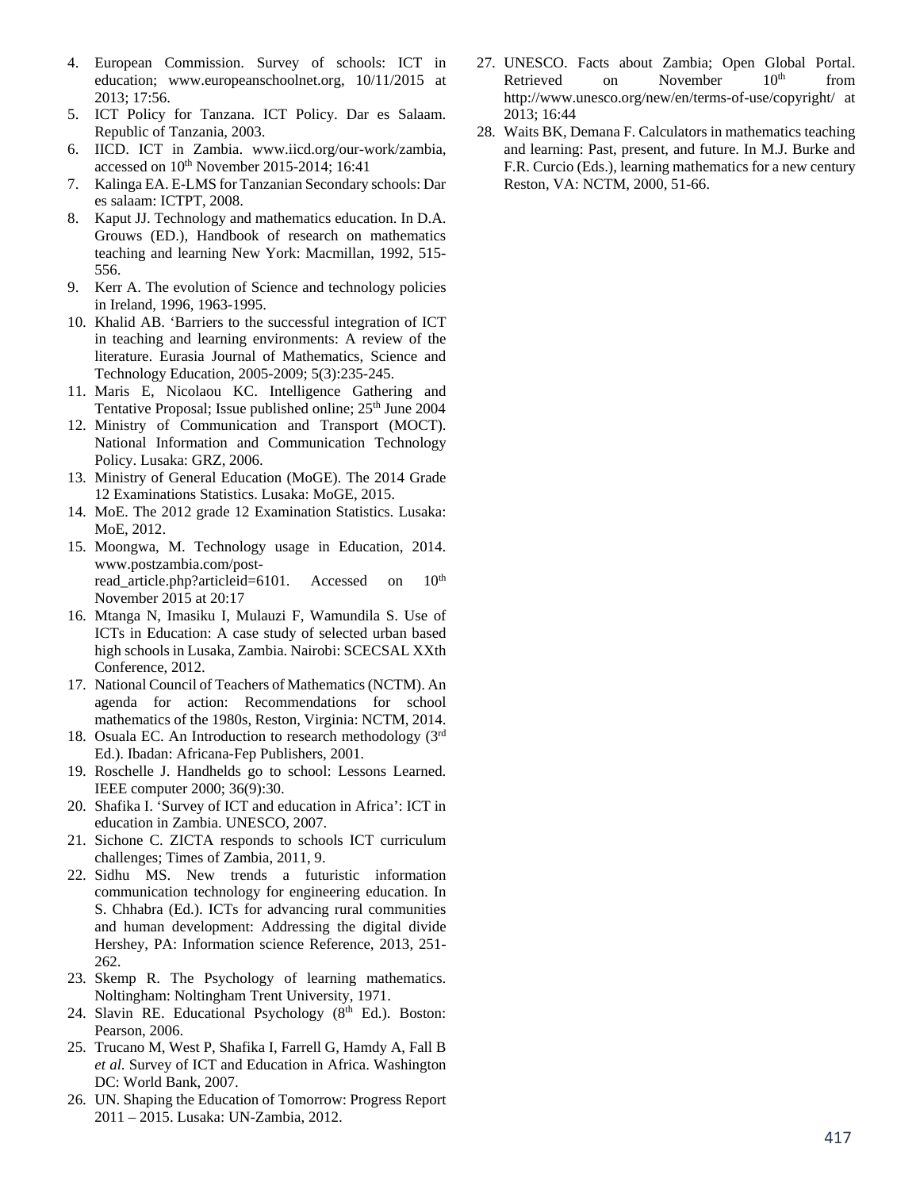4. European Commission. Survey of schools: ICT in education; www.europeanschoolnet.org, 10/11/2015 at 2013; 17:56.
5. ICT Policy for Tanzana. ICT Policy. Dar es Salaam. Republic of Tanzania, 2003.
6. IICD. ICT in Zambia. www.iicd.org/our-work/zambia, accessed on 10th November 2015-2014; 16:41
7. Kalinga EA. E-LMS for Tanzanian Secondary schools: Dar es salaam: ICTPT, 2008.
8. Kaput JJ. Technology and mathematics education. In D.A. Grouws (ED.), Handbook of research on mathematics teaching and learning New York: Macmillan, 1992, 515-556.
9. Kerr A. The evolution of Science and technology policies in Ireland, 1996, 1963-1995.
10. Khalid AB. 'Barriers to the successful integration of ICT in teaching and learning environments: A review of the literature. Eurasia Journal of Mathematics, Science and Technology Education, 2005-2009; 5(3):235-245.
11. Maris E, Nicolaou KC. Intelligence Gathering and Tentative Proposal; Issue published online; 25th June 2004
12. Ministry of Communication and Transport (MOCT). National Information and Communication Technology Policy. Lusaka: GRZ, 2006.
13. Ministry of General Education (MoGE). The 2014 Grade 12 Examinations Statistics. Lusaka: MoGE, 2015.
14. MoE. The 2012 grade 12 Examination Statistics. Lusaka: MoE, 2012.
15. Moongwa, M. Technology usage in Education, 2014. www.postzambia.com/post-read_article.php?articleid=6101. Accessed on 10th November 2015 at 20:17
16. Mtanga N, Imasiku I, Mulauzi F, Wamundila S. Use of ICTs in Education: A case study of selected urban based high schools in Lusaka, Zambia. Nairobi: SCECSAL XXth Conference, 2012.
17. National Council of Teachers of Mathematics (NCTM). An agenda for action: Recommendations for school mathematics of the 1980s, Reston, Virginia: NCTM, 2014.
18. Osuala EC. An Introduction to research methodology (3rd Ed.). Ibadan: Africana-Fep Publishers, 2001.
19. Roschelle J. Handhelds go to school: Lessons Learned. IEEE computer 2000; 36(9):30.
20. Shafika I. 'Survey of ICT and education in Africa': ICT in education in Zambia. UNESCO, 2007.
21. Sichone C. ZICTA responds to schools ICT curriculum challenges; Times of Zambia, 2011, 9.
22. Sidhu MS. New trends a futuristic information communication technology for engineering education. In S. Chhabra (Ed.). ICTs for advancing rural communities and human development: Addressing the digital divide Hershey, PA: Information science Reference, 2013, 251-262.
23. Skemp R. The Psychology of learning mathematics. Noltingham: Noltingham Trent University, 1971.
24. Slavin RE. Educational Psychology (8th Ed.). Boston: Pearson, 2006.
25. Trucano M, West P, Shafika I, Farrell G, Hamdy A, Fall B *et al.* Survey of ICT and Education in Africa. Washington DC: World Bank, 2007.
26. UN. Shaping the Education of Tomorrow: Progress Report 2011 – 2015. Lusaka: UN-Zambia, 2012.
27. UNESCO. Facts about Zambia; Open Global Portal. Retrieved on November 10th from http://www.unesco.org/new/en/terms-of-use/copyright/ at 2013; 16:44
28. Waits BK, Demana F. Calculators in mathematics teaching and learning: Past, present, and future. In M.J. Burke and F.R. Curcio (Eds.), learning mathematics for a new century Reston, VA: NCTM, 2000, 51-66.